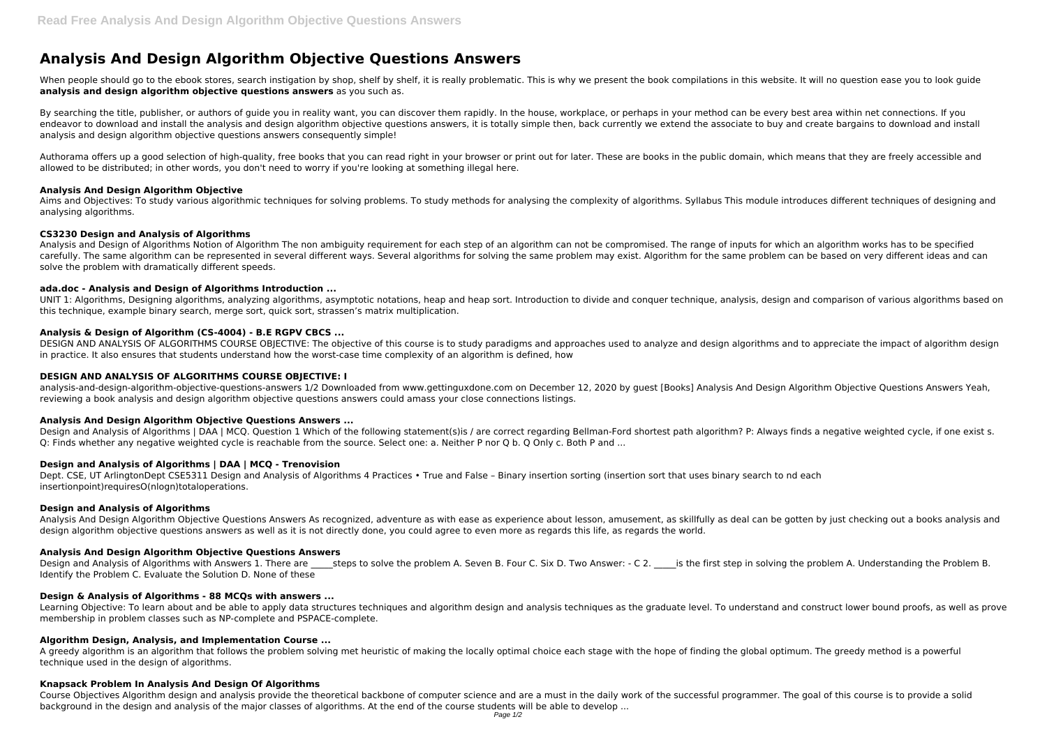# Analysis And Design Algorithm Objective Questions Answers

When people should go to the ebook stores, search instigation by shop, shelf by shelf, it is really problematic. This is why we present the book compilations in this website. It will no question ease you to look guide **analysis and design algorithm objective questions answers** as you such as.

By searching the title, publisher, or authors of guide you in reality want, you can discover them rapidly. In the house, workplace, or perhaps in your method can be every best area within net connections. If you endeavor to download and install the analysis and design algorithm objective questions answers, it is totally simple then, back currently we extend the associate to buy and create bargains to download and install analysis and design algorithm objective questions answers consequently simple!

Authorama offers up a good selection of high-quality, free books that you can read right in your browser or print out for later. These are books in the public domain, which means that they are freely accessible and allowed to be distributed; in other words, you don't need to worry if you're looking at something illegal here.

### Analysis And Design Algorithm Objective

Aims and Objectives: To study various algorithmic techniques for solving problems. To study methods for analysing the complexity of algorithms. Syllabus This module introduces different techniques of designing and analysing algorithms.

### CS3230 Design and Analysis of Algorithms

Analysis and Design of Algorithms Notion of Algorithm The non ambiguity requirement for each step of an algorithm can not be compromised. The range of inputs for which an algorithm works has to be specified carefully. The same algorithm can be represented in several different ways. Several algorithms for solving the same problem may exist. Algorithm for the same problem can be based on very different ideas and can solve the problem with dramatically different speeds.

### ada.doc - Analysis and Design of Algorithms Introduction ...

UNIT 1: Algorithms, Designing algorithms, analyzing algorithms, asymptotic notations, heap and heap sort. Introduction to divide and conquer technique, analysis, design and comparison of various algorithms based on this technique, example binary search, merge sort, quick sort, strassen's matrix multiplication.

### Analysis & Design of Algorithm (CS-4004) - B.E RGPV CBCS ...

DESIGN AND ANALYSIS OF ALGORITHMS COURSE OBJECTIVE: The objective of this course is to study paradigms and approaches used to analyze and design algorithms and to appreciate the impact of algorithm design in practice. It also ensures that students understand how the worst-case time complexity of an algorithm is defined, how

### DESIGN AND ANALYSIS OF ALGORITHMS COURSE OBJECTIVE: I

analysis-and-design-algorithm-objective-questions-answers 1/2 Downloaded from www.gettinguxdone.com on December 12, 2020 by guest [Books] Analysis And Design Algorithm Objective Questions Answers Yeah, reviewing a book analysis and design algorithm objective questions answers could amass your close connections listings.

### Analysis And Design Algorithm Objective Questions Answers ...

Design and Analysis of Algorithms | DAA | MCQ. Question 1 Which of the following statement(s)is / are correct regarding Bellman-Ford shortest path algorithm? P: Always finds a negative weighted cycle, if one exist s. Q: Finds whether any negative weighted cycle is reachable from the source. Select one: a. Neither P nor Q b. Q Only c. Both P and ...

### Design and Analysis of Algorithms | DAA | MCQ - Trenovision

Dept. CSE, UT ArlingtonDept CSE5311 Design and Analysis of Algorithms 4 Practices • True and False – Binary insertion sorting (insertion sort that uses binary search to nd each insertionpoint)requiresO(nlogn)totaloperations.

### Design and Analysis of Algorithms

Analysis And Design Algorithm Objective Questions Answers As recognized, adventure as with ease as experience about lesson, amusement, as skillfully as deal can be gotten by just checking out a books analysis and design algorithm objective questions answers as well as it is not directly done, you could agree to even more as regards this life, as regards the world.

### Analysis And Design Algorithm Objective Questions Answers

Design and Analysis of Algorithms with Answers 1. There are _____steps to solve the problem A. Seven B. Four C. Six D. Two Answer: - C 2. _____is the first step in solving the problem A. Understanding the Problem B. Identify the Problem C. Evaluate the Solution D. None of these

### Design & Analysis of Algorithms - 88 MCQs with answers ...

Learning Objective: To learn about and be able to apply data structures techniques and algorithm design and analysis techniques as the graduate level. To understand and construct lower bound proofs, as well as prove membership in problem classes such as NP-complete and PSPACE-complete.

### Algorithm Design, Analysis, and Implementation Course ...

A greedy algorithm is an algorithm that follows the problem solving met heuristic of making the locally optimal choice each stage with the hope of finding the global optimum. The greedy method is a powerful technique used in the design of algorithms.

### Knapsack Problem In Analysis And Design Of Algorithms

Course Objectives Algorithm design and analysis provide the theoretical backbone of computer science and are a must in the daily work of the successful programmer. The goal of this course is to provide a solid background in the design and analysis of the major classes of algorithms. At the end of the course students will be able to develop ...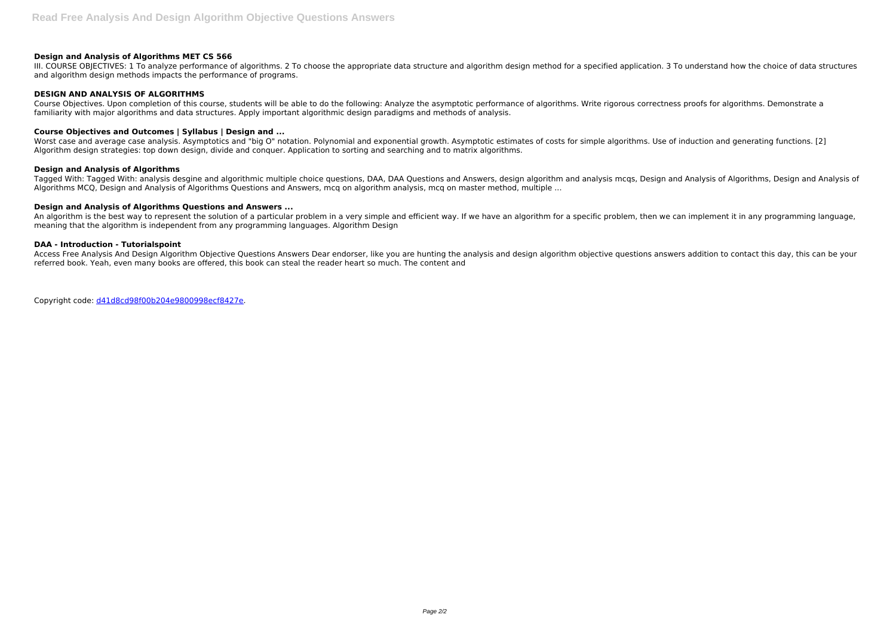### Design and Analysis of Algorithms MET CS 566

III. COURSE OBJECTIVES: 1 To analyze performance of algorithms. 2 To choose the appropriate data structure and algorithm design method for a specified application. 3 To understand how the choice of data structures and algorithm design methods impacts the performance of programs.

### DESIGN AND ANALYSIS OF ALGORITHMS

Course Objectives. Upon completion of this course, students will be able to do the following: Analyze the asymptotic performance of algorithms. Write rigorous correctness proofs for algorithms. Demonstrate a familiarity with major algorithms and data structures. Apply important algorithmic design paradigms and methods of analysis.

### Course Objectives and Outcomes | Syllabus | Design and ...

Worst case and average case analysis. Asymptotics and "big O" notation. Polynomial and exponential growth. Asymptotic estimates of costs for simple algorithms. Use of induction and generating functions. [2] Algorithm design strategies: top down design, divide and conquer. Application to sorting and searching and to matrix algorithms.

### Design and Analysis of Algorithms

Tagged With: Tagged With: analysis desgine and algorithmic multiple choice questions, DAA, DAA Questions and Answers, design algorithm and analysis mcqs, Design and Analysis of Algorithms, Design and Analysis of Algorithms MCQ, Design and Analysis of Algorithms Questions and Answers, mcq on algorithm analysis, mcq on master method, multiple ...

### Design and Analysis of Algorithms Questions and Answers ...

An algorithm is the best way to represent the solution of a particular problem in a very simple and efficient way. If we have an algorithm for a specific problem, then we can implement it in any programming language, meaning that the algorithm is independent from any programming languages. Algorithm Design

### DAA - Introduction - Tutorialspoint

Access Free Analysis And Design Algorithm Objective Questions Answers Dear endorser, like you are hunting the analysis and design algorithm objective questions answers addition to contact this day, this can be your referred book. Yeah, even many books are offered, this book can steal the reader heart so much. The content and

Copyright code: d41d8cd98f00b204e9800998ecf8427e.